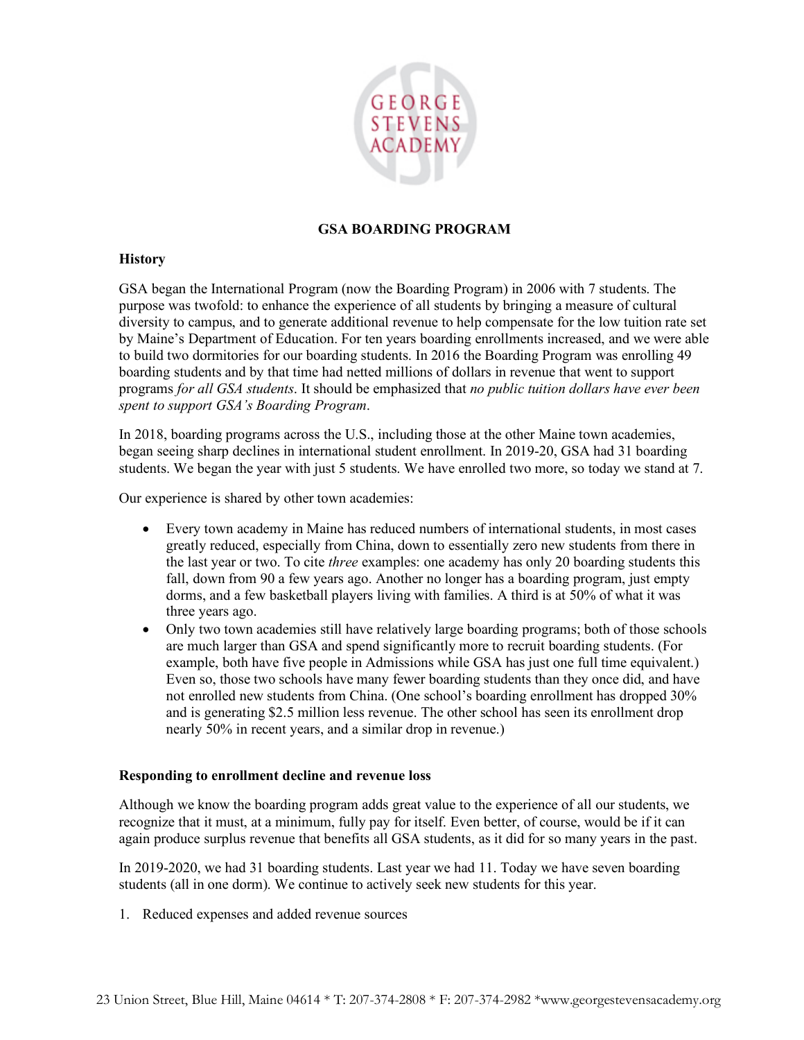## GSA BOARDING PROGRAM

### History

GSA began the International Program (now the Boarding Program) in 2006 with 7 students. The purpose was twofold: to enhance the experience of all students by bringing a measure of cultural diversity to campus, and to generate additional revenue to help compensate for the low tuition rate set by Maine's Department of Education. For ten years boarding enrollments increased, and we were able to build two dormitories for our boarding students. In 2016 the Boarding Program was enrolling 49 boarding students and by that time had netted millions of dollars in revenue that went to support programs *for all GSA students*. It should be emphasized that *no public tuition dollars have ever been spent to support GSA's Boarding Program*.

In 2018, boarding programs across the U.S., including those at the other Maine town academies, began seeing sharp declines in international student enrollment. In 2019-20, GSA had 31 boarding students. We began the year with just 5 students. We have enrolled two more, so today we stand at 7.

Our experience is shared by other town academies:

- Every town academy in Maine has reduced numbers of international students, in most cases greatly reduced, especially from China, down to essentially zero new students from there in the last year or two. To cite *three* examples: one academy has only 20 boarding students this fall, down from 90 a few years ago. Another no longer has a boarding program, just empty dorms, and a few basketball players living with families. A third is at 50% of what it was three years ago.
- Only two town academies still have relatively large boarding programs; both of those schools are much larger than GSA and spend significantly more to recruit boarding students. (For example, both have five people in Admissions while GSA has just one full time equivalent.) Even so, those two schools have many fewer boarding students than they once did, and have not enrolled new students from China. (One school's boarding enrollment has dropped 30% and is generating $2.5 million less revenue. The other school has seen its enrollment drop nearly 50% in recent years, and a similar drop in revenue.)

### Responding to enrollment decline and revenue loss

Although we know the boarding program adds great value to the experience of all our students, we recognize that it must, at a minimum, fully pay for itself. Even better, of course, would be if it can again produce surplus revenue that benefits all GSA students, as it did for so many years in the past.

In 2019-2020, we had 31 boarding students. Last year we had 11. Today we have seven boarding students (all in one dorm). We continue to actively seek new students for this year.

1. Reduced expenses and added revenue sources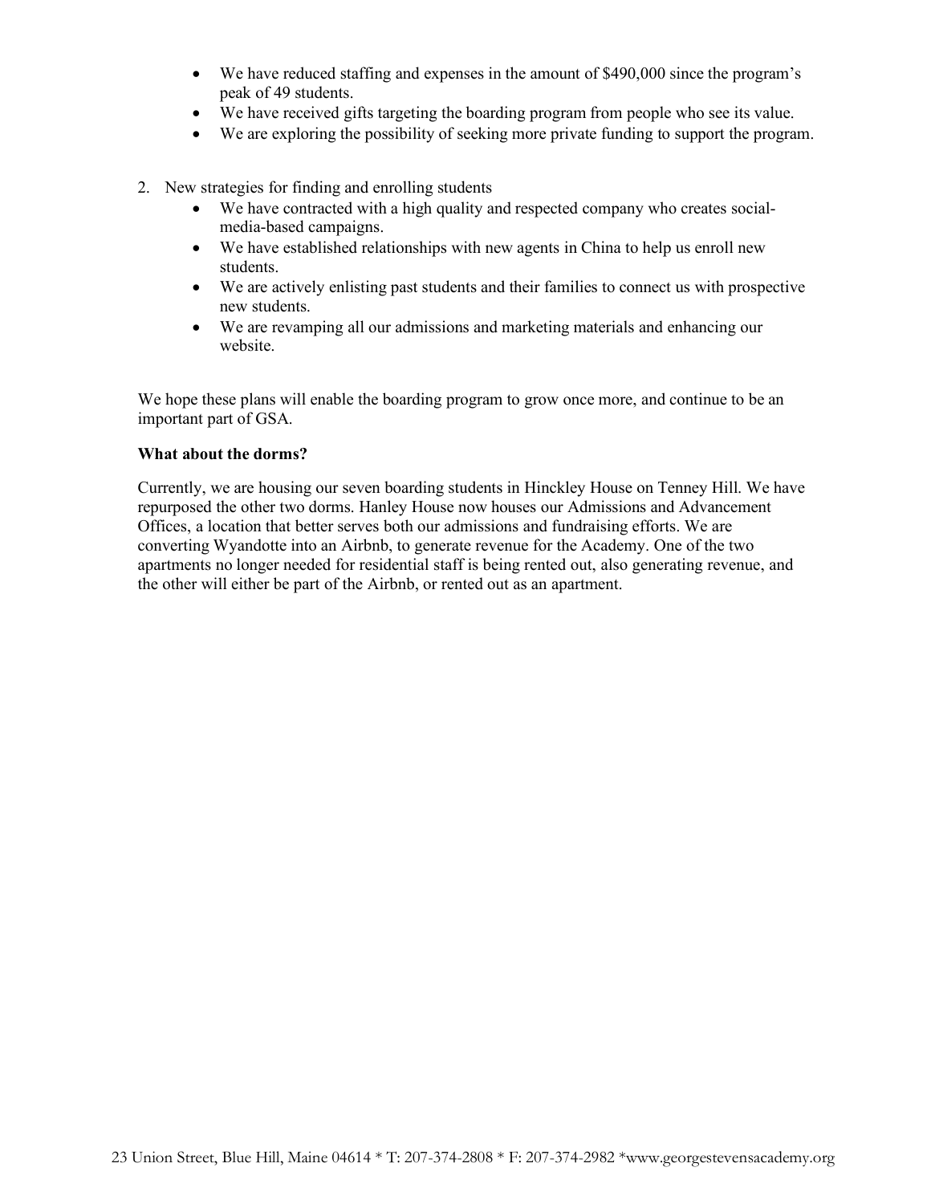- We have reduced staffing and expenses in the amount of $490,000 since the program's peak of 49 students.
- We have received gifts targeting the boarding program from people who see its value.
- We are exploring the possibility of seeking more private funding to support the program.

2. New strategies for finding and enrolling students
    - We have contracted with a high quality and respected company who creates social-media-based campaigns.
    - We have established relationships with new agents in China to help us enroll new students.
    - We are actively enlisting past students and their families to connect us with prospective new students.
    - We are revamping all our admissions and marketing materials and enhancing our website.

We hope these plans will enable the boarding program to grow once more, and continue to be an important part of GSA.

**What about the dorms?**

Currently, we are housing our seven boarding students in Hinckley House on Tenney Hill. We have repurposed the other two dorms. Hanley House now houses our Admissions and Advancement Offices, a location that better serves both our admissions and fundraising efforts. We are converting Wyandotte into an Airbnb, to generate revenue for the Academy. One of the two apartments no longer needed for residential staff is being rented out, also generating revenue, and the other will either be part of the Airbnb, or rented out as an apartment.